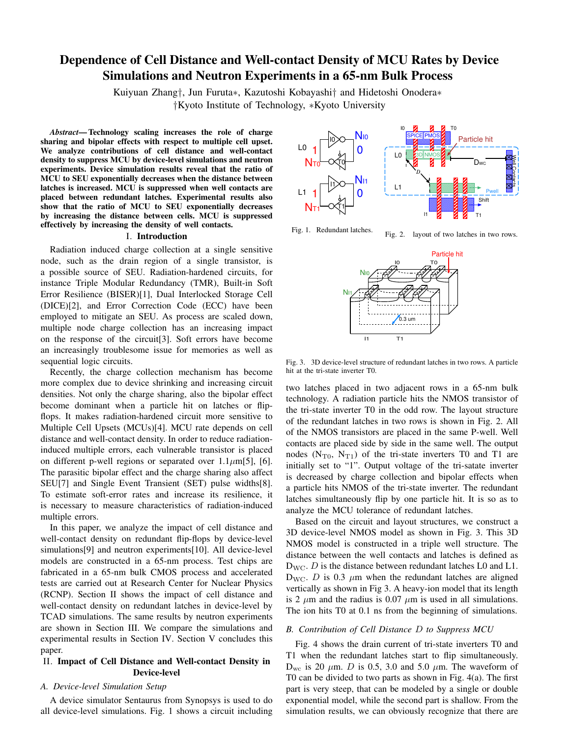# Dependence of Cell Distance and Well-contact Density of MCU Rates by Device Simulations and Neutron Experiments in a 65-nm Bulk Process

Kuiyuan Zhang†, Jun Furuta∗, Kazutoshi Kobayashi† and Hidetoshi Onodera∗

†Kyoto Institute of Technology, ∗Kyoto University

***Abstract*— Technology scaling increases the role of charge sharing and bipolar effects with respect to multiple cell upset. We analyze contributions of cell distance and well-contact density to suppress MCU by device-level simulations and neutron experiments. Device simulation results reveal that the ratio of MCU to SEU exponentially decreases when the distance between latches is increased. MCU is suppressed when well contacts are placed between redundant latches. Experimental results also show that the ratio of MCU to SEU exponentially decreases by increasing the distance between cells. MCU is suppressed effectively by increasing the density of well contacts.**

## I. Introduction

Radiation induced charge collection at a single sensitive node, such as the drain region of a single transistor, is a possible source of SEU. Radiation-hardened circuits, for instance Triple Modular Redundancy (TMR), Built-in Soft Error Resilience (BISER)[1], Dual Interlocked Storage Cell (DICE)[2], and Error Correction Code (ECC) have been employed to mitigate an SEU. As process are scaled down, multiple node charge collection has an increasing impact on the response of the circuit[3]. Soft errors have become an increasingly troublesome issue for memories as well as sequential logic circuits.

Recently, the charge collection mechanism has become more complex due to device shrinking and increasing circuit densities. Not only the charge sharing, also the bipolar effect become dominant when a particle hit on latches or flip-flops. It makes radiation-hardened circuit more sensitive to Multiple Cell Upsets (MCUs)[4]. MCU rate depends on cell distance and well-contact density. In order to reduce radiation-induced multiple errors, each vulnerable transistor is placed on different p-well regions or separated over 1.1$\mu$m[5], [6]. The parasitic bipolar effect and the charge sharing also affect SEU[7] and Single Event Transient (SET) pulse widths[8]. To estimate soft-error rates and increase its resilience, it is necessary to measure characteristics of radiation-induced multiple errors.

In this paper, we analyze the impact of cell distance and well-contact density on redundant flip-flops by device-level simulations[9] and neutron experiments[10]. All device-level models are constructed in a 65-nm process. Test chips are fabricated in a 65-nm bulk CMOS process and accelerated tests are carried out at Research Center for Nuclear Physics (RCNP). Section II shows the impact of cell distance and well-contact density on redundant latches in device-level by TCAD simulations. The same results by neutron experiments are shown in Section III. We compare the simulations and experimental results in Section IV. Section V concludes this paper.

## II. Impact of Cell Distance and Well-contact Density in Device-level

### *A. Device-level Simulation Setup*

A device simulator Sentaurus from Synopsys is used to do all device-level simulations. Fig. 1 shows a circuit including

Fig. 1. Redundant latches.

Fig. 2. layout of two latches in two rows.

Fig. 3. 3D device-level structure of redundant latches in two rows. A particle hit at the tri-state inverter T0.

two latches placed in two adjacent rows in a 65-nm bulk technology. A radiation particle hits the NMOS transistor of the tri-state inverter T0 in the odd row. The layout structure of the redundant latches in two rows is shown in Fig. 2. All of the NMOS transistors are placed in the same P-well. Well contacts are placed side by side in the same well. The output nodes ($N_{T0}$, $N_{T1}$) of the tri-state inverters T0 and T1 are initially set to "1". Output voltage of the tri-satate inverter is decreased by charge collection and bipolar effects when a particle hits NMOS of the tri-state inverter. The redundant latches simultaneously flip by one particle hit. It is so as to analyze the MCU tolerance of redundant latches.

Based on the circuit and layout structures, we construct a 3D device-level NMOS model as shown in Fig. 3. This 3D NMOS model is constructed in a triple well structure. The distance between the well contacts and latches is defined as $D_{WC}$. $D$ is the distance between redundant latches L0 and L1. $D_{WC}$. $D$ is 0.3 $\mu$m when the redundant latches are aligned vertically as shown in Fig 3. A heavy-ion model that its length is 2 $\mu$m and the radius is 0.07 $\mu$m is used in all simulations. The ion hits T0 at 0.1 ns from the beginning of simulations.

### *B. Contribution of Cell Distance $D$ to Suppress MCU*

Fig. 4 shows the drain current of tri-state inverters T0 and T1 when the redundant latches start to flip simultaneously. $D_{wc}$ is 20 $\mu$m. $D$ is 0.5, 3.0 and 5.0 $\mu$m. The waveform of T0 can be divided to two parts as shown in Fig. 4(a). The first part is very steep, that can be modeled by a single or double exponential model, while the second part is shallow. From the simulation results, we can obviously recognize that there are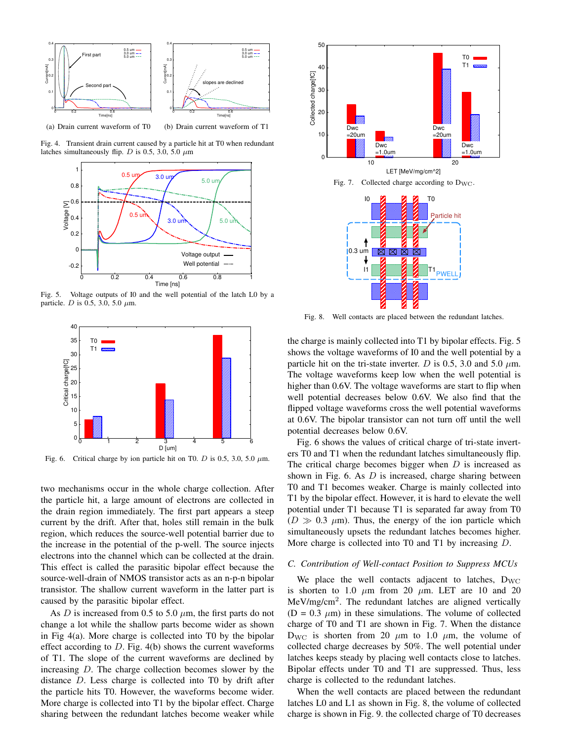Fig. 4. Transient drain current caused by a particle hit at T0 when redundant latches simultaneously flip. $D$ is 0.5, 3.0, 5.0 $\mu$m

(a) Drain current waveform of T0

(b) Drain current waveform of T1

Fig. 5. Voltage outputs of I0 and the well potential of the latch L0 by a particle. $D$ is 0.5, 3.0, 5.0 $\mu$m.

Fig. 6. Critical charge by ion particle hit on T0. $D$ is 0.5, 3.0, 5.0 $\mu$m.

two mechanisms occur in the whole charge collection. After the particle hit, a large amount of electrons are collected in the drain region immediately. The first part appears a steep current by the drift. After that, holes still remain in the bulk region, which reduces the source-well potential barrier due to the increase in the potential of the p-well. The source injects electrons into the channel which can be collected at the drain. This effect is called the parasitic bipolar effect because the source-well-drain of NMOS transistor acts as an n-p-n bipolar transistor. The shallow current waveform in the latter part is caused by the parasitic bipolar effect.

As $D$ is increased from 0.5 to 5.0 $\mu$m, the first parts do not change a lot while the shallow parts become wider as shown in Fig 4(a). More charge is collected into T0 by the bipolar effect according to $D$. Fig. 4(b) shows the current waveforms of T1. The slope of the current waveforms are declined by increasing $D$. The charge collection becomes slower by the distance $D$. Less charge is collected into T0 by drift after the particle hits T0. However, the waveforms become wider. More charge is collected into T1 by the bipolar effect. Charge sharing between the redundant latches become weaker while the charge is mainly collected into T1 by bipolar effects. Fig. 5 shows the voltage waveforms of I0 and the well potential by a particle hit on the tri-state inverter. $D$ is 0.5, 3.0 and 5.0 $\mu$m. The voltage waveforms keep low when the well potential is higher than 0.6V. The voltage waveforms are start to flip when well potential decreases below 0.6V. We also find that the flipped voltage waveforms cross the well potential waveforms at 0.6V. The bipolar transistor can not turn off until the well potential decreases below 0.6V.

Fig. 6 shows the values of critical charge of tri-state inverters T0 and T1 when the redundant latches simultaneously flip. The critical charge becomes bigger when $D$ is increased as shown in Fig. 6. As $D$ is increased, charge sharing between T0 and T1 becomes weaker. Charge is mainly collected into T1 by the bipolar effect. However, it is hard to elevate the well potential under T1 because T1 is separated far away from T0 ($D \gg 0.3$ $\mu$m). Thus, the energy of the ion particle which simultaneously upsets the redundant latches becomes higher. More charge is collected into T0 and T1 by increasing $D$.

Fig. 7. Collected charge according to $D_{WC}$.

Fig. 8. Well contacts are placed between the redundant latches.

### *C. Contribution of Well-contact Position to Suppress MCUs*

We place the well contacts adjacent to latches, $D_{WC}$ is shorten to 1.0 $\mu$m from 20 $\mu$m. LET are 10 and 20 MeV/mg/cm$^2$. The redundant latches are aligned vertically ($D$ = 0.3 $\mu$m) in these simulations. The volume of collected charge of T0 and T1 are shown in Fig. 7. When the distance $D_{WC}$ is shorten from 20 $\mu$m to 1.0 $\mu$m, the volume of collected charge decreases by 50%. The well potential under latches keeps steady by placing well contacts close to latches. Bipolar effects under T0 and T1 are suppressed. Thus, less charge is collected to the redundant latches.

When the well contacts are placed between the redundant latches L0 and L1 as shown in Fig. 8, the volume of collected charge is shown in Fig. 9. the collected charge of T0 decreases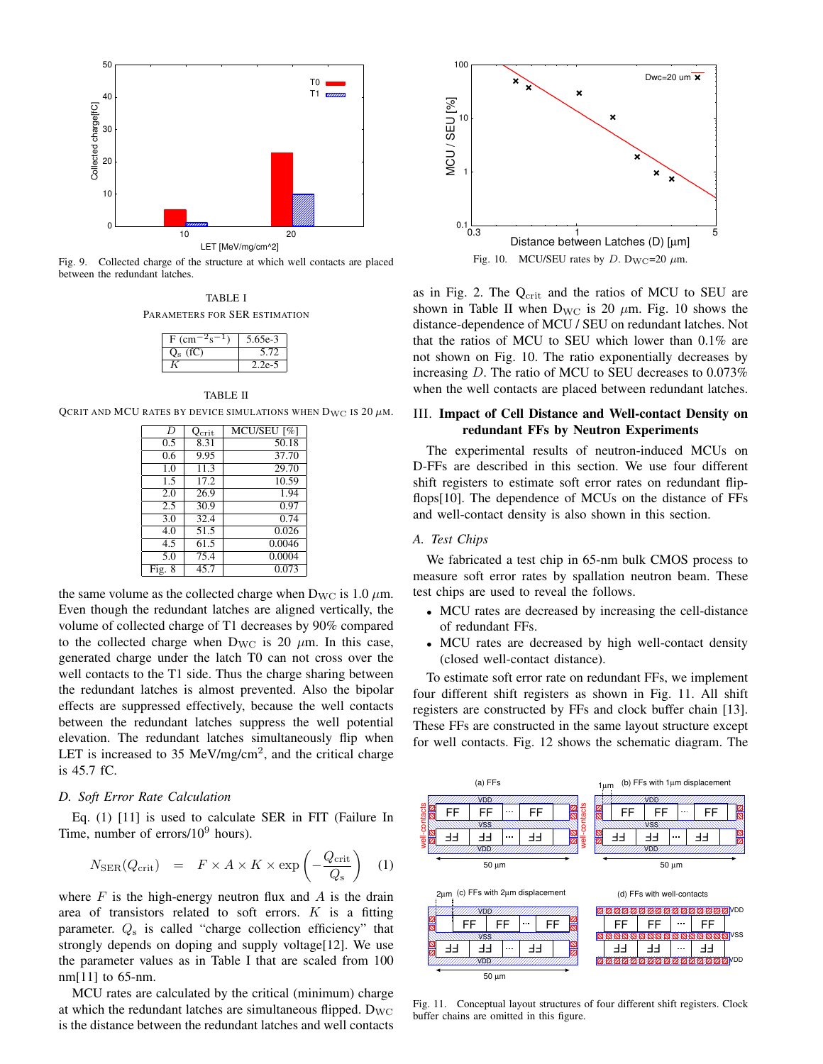Fig. 9. Collected charge of the structure at which well contacts are placed between the redundant latches.

TABLE I

PARAMETERS FOR SER ESTIMATION

| | |
|---|---|
| F ($cm^{-2}s^{-1}$) | 5.65e-3 |
| $Q_s$ (fC) | 5.72 |
| $K$ | 2.2e-5 |

TABLE II

QCRIT AND MCU RATES BY DEVICE SIMULATIONS WHEN $D_{WC}$ IS 20 $\mu$M.

| $D$ | $Q_{crit}$ | MCU/SEU [%] |
|---|---|---|
| 0.5 | 8.31 | 50.18 |
| 0.6 | 9.95 | 37.70 |
| 1.0 | 11.3 | 29.70 |
| 1.5 | 17.2 | 10.59 |
| 2.0 | 26.9 | 1.94 |
| 2.5 | 30.9 | 0.97 |
| 3.0 | 32.4 | 0.74 |
| 4.0 | 51.5 | 0.026 |
| 4.5 | 61.5 | 0.0046 |
| 5.0 | 75.4 | 0.0004 |
| Fig. 8 | 45.7 | 0.073 |

the same volume as the collected charge when $D_{WC}$ is 1.0 $\mu$m. Even though the redundant latches are aligned vertically, the volume of collected charge of T1 decreases by 90% compared to the collected charge when $D_{WC}$ is 20 $\mu$m. In this case, generated charge under the latch T0 can not cross over the well contacts to the T1 side. Thus the charge sharing between the redundant latches is almost prevented. Also the bipolar effects are suppressed effectively, because the well contacts between the redundant latches suppress the well potential elevation. The redundant latches simultaneously flip when LET is increased to 35 MeV/mg/cm$^2$, and the critical charge is 45.7 fC.

### D. Soft Error Rate Calculation

Eq. (1) [11] is used to calculate SER in FIT (Failure In Time, number of errors/$10^9$ hours).

$$N_{SER}(Q_{crit}) = F \times A \times K \times \exp\left(-\frac{Q_{crit}}{Q_s}\right) \quad (1)$$

where $F$ is the high-energy neutron flux and $A$ is the drain area of transistors related to soft errors. $K$ is a fitting parameter. $Q_s$ is called "charge collection efficiency" that strongly depends on doping and supply voltage[12]. We use the parameter values as in Table I that are scaled from 100 nm[11] to 65-nm.

MCU rates are calculated by the critical (minimum) charge at which the redundant latches are simultaneous flipped. $D_{WC}$ is the distance between the redundant latches and well contacts as in Fig. 2. The $Q_{crit}$ and the ratios of MCU to SEU are shown in Table II when $D_{WC}$ is 20 $\mu$m. Fig. 10 shows the distance-dependence of MCU / SEU on redundant latches. Not that the ratios of MCU to SEU which lower than 0.1% are not shown on Fig. 10. The ratio exponentially decreases by increasing $D$. The ratio of MCU to SEU decreases to 0.073% when the well contacts are placed between redundant latches.

Fig. 10. MCU/SEU rates by $D$. $D_{WC}$=20 $\mu$m.

## III. Impact of Cell Distance and Well-contact Density on redundant FFs by Neutron Experiments

The experimental results of neutron-induced MCUs on D-FFs are described in this section. We use four different shift registers to estimate soft error rates on redundant flip-flops[10]. The dependence of MCUs on the distance of FFs and well-contact density is also shown in this section.

### A. Test Chips

We fabricated a test chip in 65-nm bulk CMOS process to measure soft error rates by spallation neutron beam. These test chips are used to reveal the follows.

- MCU rates are decreased by increasing the cell-distance of redundant FFs.
- MCU rates are decreased by high well-contact density (closed well-contact distance).

To estimate soft error rate on redundant FFs, we implement four different shift registers as shown in Fig. 11. All shift registers are constructed by FFs and clock buffer chain [13]. These FFs are constructed in the same layout structure except for well contacts. Fig. 12 shows the schematic diagram. The

Fig. 11. Conceptual layout structures of four different shift registers. Clock buffer chains are omitted in this figure.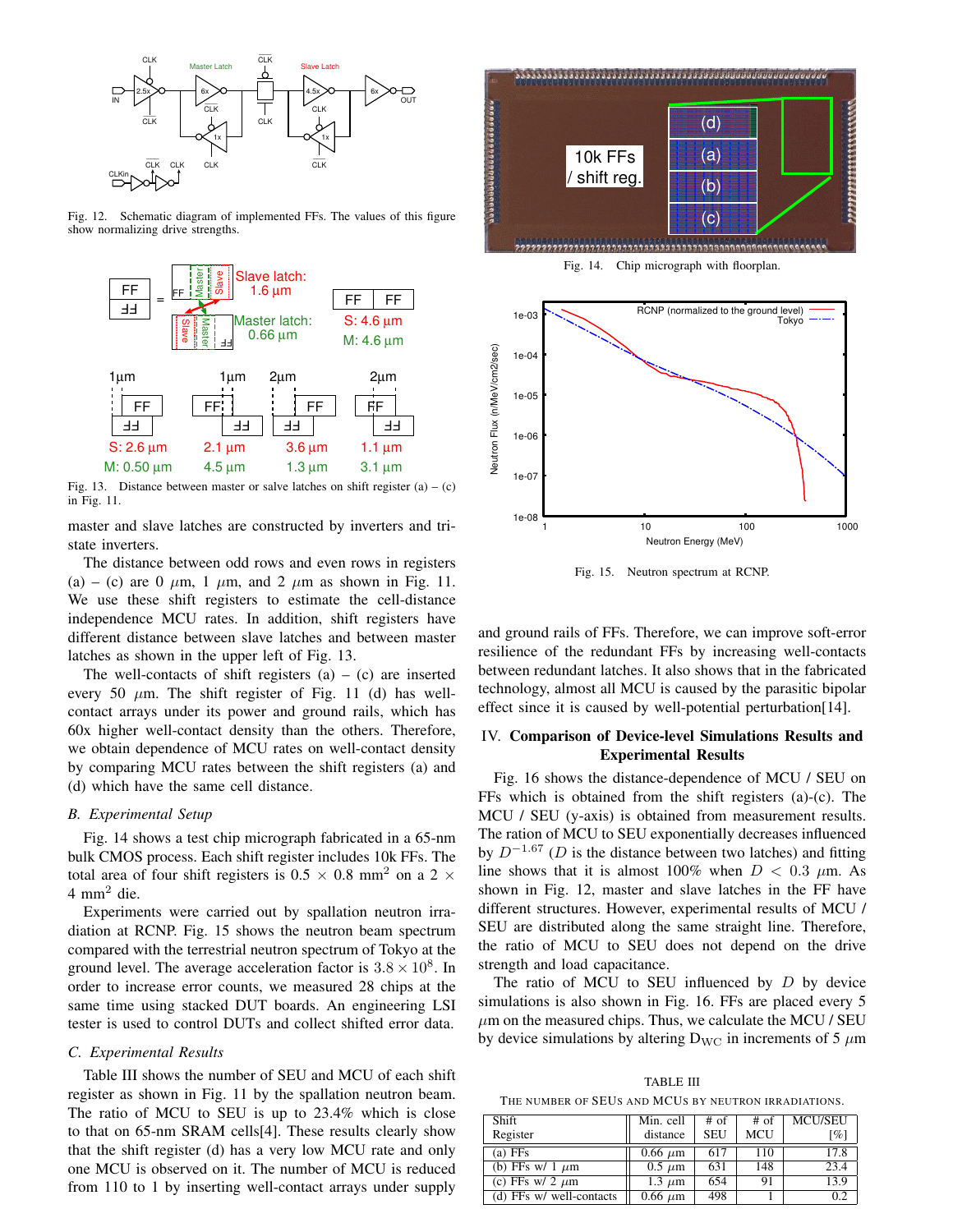Fig. 12. Schematic diagram of implemented FFs. The values of this figure show normalizing drive strengths.

Fig. 13. Distance between master or salve latches on shift register (a) – (c) in Fig. 11.

master and slave latches are constructed by inverters and tri-state inverters.

The distance between odd rows and even rows in registers (a) – (c) are 0 $\mu$m, 1 $\mu$m, and 2 $\mu$m as shown in Fig. 11. We use these shift registers to estimate the cell-distance independence MCU rates. In addition, shift registers have different distance between slave latches and between master latches as shown in the upper left of Fig. 13.

The well-contacts of shift registers (a) – (c) are inserted every 50 $\mu$m. The shift register of Fig. 11 (d) has well-contact arrays under its power and ground rails, which has 60x higher well-contact density than the others. Therefore, we obtain dependence of MCU rates on well-contact density by comparing MCU rates between the shift registers (a) and (d) which have the same cell distance.

### B. Experimental Setup

Fig. 14 shows a test chip micrograph fabricated in a 65-nm bulk CMOS process. Each shift register includes 10k FFs. The total area of four shift registers is 0.5 $\times$ 0.8 mm$^2$ on a 2 $\times$ 4 mm$^2$ die.

Experiments were carried out by spallation neutron irradiation at RCNP. Fig. 15 shows the neutron beam spectrum compared with the terrestrial neutron spectrum of Tokyo at the ground level. The average acceleration factor is $3.8 \times 10^8$. In order to increase error counts, we measured 28 chips at the same time using stacked DUT boards. An engineering LSI tester is used to control DUTs and collect shifted error data.

### C. Experimental Results

Table III shows the number of SEU and MCU of each shift register as shown in Fig. 11 by the spallation neutron beam. The ratio of MCU to SEU is up to 23.4% which is close to that on 65-nm SRAM cells[4]. These results clearly show that the shift register (d) has a very low MCU rate and only one MCU is observed on it. The number of MCU is reduced from 110 to 1 by inserting well-contact arrays under supply and ground rails of FFs. Therefore, we can improve soft-error resilience of the redundant FFs by increasing well-contacts between redundant latches. It also shows that in the fabricated technology, almost all MCU is caused by the parasitic bipolar effect since it is caused by well-potential perturbation[14].

Fig. 14. Chip micrograph with floorplan.

Fig. 15. Neutron spectrum at RCNP.

## IV. Comparison of Device-level Simulations Results and Experimental Results

Fig. 16 shows the distance-dependence of MCU / SEU on FFs which is obtained from the shift registers (a)-(c). The MCU / SEU (y-axis) is obtained from measurement results. The ratio of MCU to SEU exponentially decreases influenced by $D^{-1.67}$ ($D$ is the distance between two latches) and fitting line shows that it is almost 100% when $D < 0.3$ $\mu$m. As shown in Fig. 12, master and slave latches in the FF have different structures. However, experimental results of MCU / SEU are distributed along the same straight line. Therefore, the ratio of MCU to SEU does not depend on the drive strength and load capacitance.

The ratio of MCU to SEU influenced by $D$ by device simulations is also shown in Fig. 16. FFs are placed every 5 $\mu$m on the measured chips. Thus, we calculate the MCU / SEU by device simulations by altering $D_{WC}$ in increments of 5 $\mu$m

TABLE III

THE NUMBER OF SEUS AND MCUS BY NEUTRON IRRADIATIONS.

| Shift Register | Min. cell distance | # of SEU | # of MCU | MCU/SEU [%] |
|---|---|---|---|---|
| (a) FFs | 0.66 $\mu$m | 617 | 110 | 17.8 |
| (b) FFs w/ 1 $\mu$m | 0.5 $\mu$m | 631 | 148 | 23.4 |
| (c) FFs w/ 2 $\mu$m | 1.3 $\mu$m | 654 | 91 | 13.9 |
| (d) FFs w/ well-contacts | 0.66 $\mu$m | 498 | 1 | 0.2 |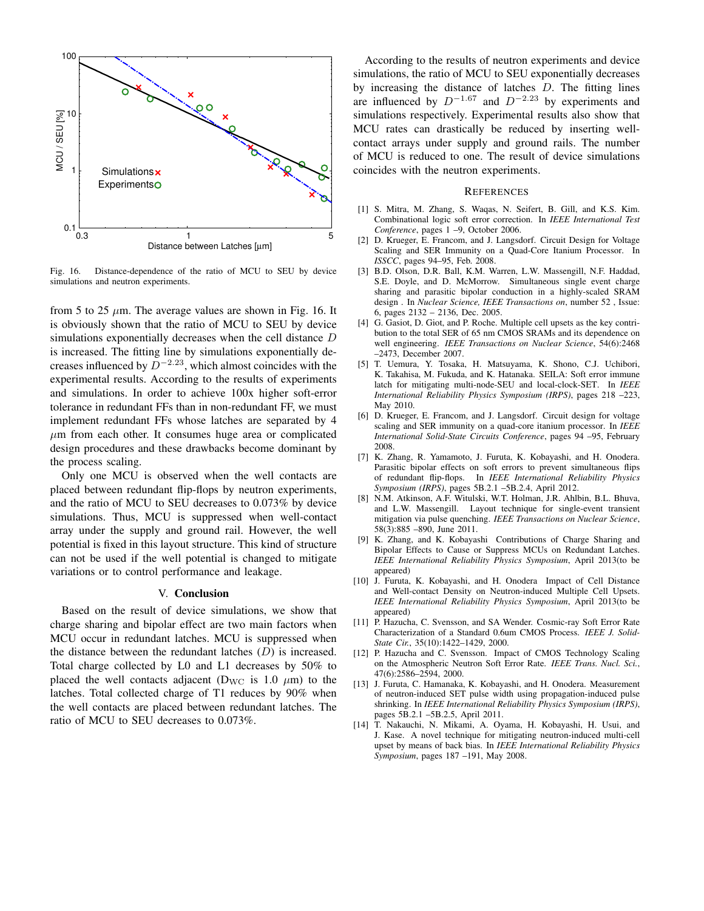100

10

1

0.1

0.3

1

5

MCU / SEU [%]

Distance between Latches [μm]

Simulations

Experiments

Fig. 16. Distance-dependence of the ratio of MCU to SEU by device simulations and neutron experiments.

from 5 to 25 $\mu$m. The average values are shown in Fig. 16. It is obviously shown that the ratio of MCU to SEU by device simulations exponentially decreases when the cell distance $D$ is increased. The fitting line by simulations exponentially decreases influenced by $D^{-2.23}$, which almost coincides with the experimental results. According to the results of experiments and simulations. In order to achieve 100x higher soft-error tolerance in redundant FFs than in non-redundant FF, we must implement redundant FFs whose latches are separated by 4 $\mu$m from each other. It consumes huge area or complicated design procedures and these drawbacks become dominant by the process scaling.

Only one MCU is observed when the well contacts are placed between redundant flip-flops by neutron experiments, and the ratio of MCU to SEU decreases to 0.073% by device simulations. Thus, MCU is suppressed when well-contact array under the supply and ground rail. However, the well potential is fixed in this layout structure. This kind of structure can not be used if the well potential is changed to mitigate variations or to control performance and leakage.

## V. Conclusion

Based on the result of device simulations, we show that charge sharing and bipolar effect are two main factors when MCU occur in redundant latches. MCU is suppressed when the distance between the redundant latches ($D$) is increased. Total charge collected by L0 and L1 decreases by 50% to placed the well contacts adjacent ($D_{WC}$ is 1.0 $\mu$m) to the latches. Total collected charge of T1 reduces by 90% when the well contacts are placed between redundant latches. The ratio of MCU to SEU decreases to 0.073%.

According to the results of neutron experiments and device simulations, the ratio of MCU to SEU exponentially decreases by increasing the distance of latches $D$. The fitting lines are influenced by $D^{-1.67}$ and $D^{-2.23}$ by experiments and simulations respectively. Experimental results also show that MCU rates can drastically be reduced by inserting well-contact arrays under supply and ground rails. The number of MCU is reduced to one. The result of device simulations coincides with the neutron experiments.

## References

[1] S. Mitra, M. Zhang, S. Waqas, N. Seifert, B. Gill, and K.S. Kim. Combinational logic soft error correction. In *IEEE International Test Conference*, pages 1 –9, October 2006.

[2] D. Krueger, E. Francom, and J. Langsdorf. Circuit Design for Voltage Scaling and SER Immunity on a Quad-Core Itanium Processor. In *ISSCC*, pages 94–95, Feb. 2008.

[3] B.D. Olson, D.R. Ball, K.M. Warren, L.W. Massengill, N.F. Haddad, S.E. Doyle, and D. McMorrow. Simultaneous single event charge sharing and parasitic bipolar conduction in a highly-scaled SRAM design . In *Nuclear Science, IEEE Transactions on*, number 52 , Issue: 6, pages 2132 – 2136, Dec. 2005.

[4] G. Gasiot, D. Giot, and P. Roche. Multiple cell upsets as the key contribution to the total SER of 65 nm CMOS SRAMs and its dependence on well engineering. *IEEE Transactions on Nuclear Science*, 54(6):2468 –2473, December 2007.

[5] T. Uemura, Y. Tosaka, H. Matsuyama, K. Shono, C.J. Uchibori, K. Takahisa, M. Fukuda, and K. Hatanaka. SEILA: Soft error immune latch for mitigating multi-node-SEU and local-clock-SET. In *IEEE International Reliability Physics Symposium (IRPS)*, pages 218 –223, May 2010.

[6] D. Krueger, E. Francom, and J. Langsdorf. Circuit design for voltage scaling and SER immunity on a quad-core itanium processor. In *IEEE International Solid-State Circuits Conference*, pages 94 –95, February 2008.

[7] K. Zhang, R. Yamamoto, J. Furuta, K. Kobayashi, and H. Onodera. Parasitic bipolar effects on soft errors to prevent simultaneous flips of redundant flip-flops. In *IEEE International Reliability Physics Symposium (IRPS)*, pages 5B.2.1 –5B.2.4, April 2012.

[8] N.M. Atkinson, A.F. Witulski, W.T. Holman, J.R. Ahlbin, B.L. Bhuva, and L.W. Massengill. Layout technique for single-event transient mitigation via pulse quenching. *IEEE Transactions on Nuclear Science*, 58(3):885 –890, June 2011.

[9] K. Zhang, and K. Kobayashi Contributions of Charge Sharing and Bipolar Effects to Cause or Suppress MCUs on Redundant Latches. *IEEE International Reliability Physics Symposium*, April 2013(to be appeared)

[10] J. Furuta, K. Kobayashi, and H. Onodera Impact of Cell Distance and Well-contact Density on Neutron-induced Multiple Cell Upsets. *IEEE International Reliability Physics Symposium*, April 2013(to be appeared)

[11] P. Hazucha, C. Svensson, and SA Wender. Cosmic-ray Soft Error Rate Characterization of a Standard 0.6um CMOS Process. *IEEE J. Solid-State Cir.*, 35(10):1422–1429, 2000.

[12] P. Hazucha and C. Svensson. Impact of CMOS Technology Scaling on the Atmospheric Neutron Soft Error Rate. *IEEE Trans. Nucl. Sci.*, 47(6):2586–2594, 2000.

[13] J. Furuta, C. Hamanaka, K. Kobayashi, and H. Onodera. Measurement of neutron-induced SET pulse width using propagation-induced pulse shrinking. In *IEEE International Reliability Physics Symposium (IRPS)*, pages 5B.2.1 –5B.2.5, April 2011.

[14] T. Nakauchi, N. Mikami, A. Oyama, H. Kobayashi, H. Usui, and J. Kase. A novel technique for mitigating neutron-induced multi-cell upset by means of back bias. In *IEEE International Reliability Physics Symposium*, pages 187 –191, May 2008.